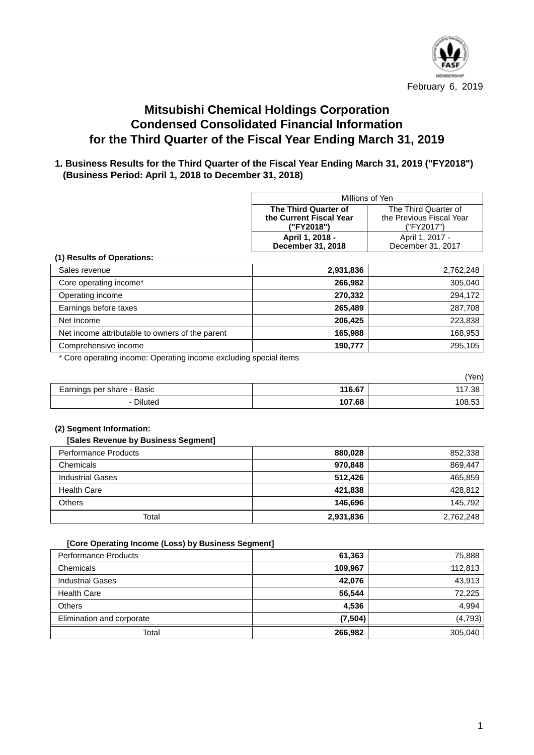February 6, 2019

# Mitsubishi Chemical Holdings Corporation
# Condensed Consolidated Financial Information
# for the Third Quarter of the Fiscal Year Ending March 31, 2019

## 1. Business Results for the Third Quarter of the Fiscal Year Ending March 31, 2019 ("FY2018") (Business Period: April 1, 2018 to December 31, 2018)

| | Millions of Yen | |
|---|---|---|
| | **The Third Quarter of the Current Fiscal Year ("FY2018")** | The Third Quarter of the Previous Fiscal Year ("FY2017") |
| | **April 1, 2018 - December 31, 2018** | April 1, 2017 - December 31, 2017 |
| **(1) Results of Operations:** | | |
| Sales revenue | **2,931,836** | 2,762,248 |
| Core operating income* | **266,982** | 305,040 |
| Operating income | **270,332** | 294,172 |
| Earnings before taxes | **265,489** | 287,708 |
| Net Income | **206,425** | 223,838 |
| Net income attributable to owners of the parent | **165,988** | 168,953 |
| Comprehensive income | **190,777** | 295,105 |

\* Core operating income: Operating income excluding special items

(Yen)

| | | |
|---|---|---|
| Earnings per share - Basic | **116.67** | 117.38 |
| - Diluted | **107.68** | 108.53 |

**(2) Segment Information:**

**[Sales Revenue by Business Segment]**

| | | |
|---|---|---|
| Performance Products | **880,028** | 852,338 |
| Chemicals | **970,848** | 869,447 |
| Industrial Gases | **512,426** | 465,859 |
| Health Care | **421,838** | 428,812 |
| Others | **146,696** | 145,792 |
| Total | **2,931,836** | 2,762,248 |

**[Core Operating Income (Loss) by Business Segment]**

| | | |
|---|---|---|
| Performance Products | **61,363** | 75,888 |
| Chemicals | **109,967** | 112,813 |
| Industrial Gases | **42,076** | 43,913 |
| Health Care | **56,544** | 72,225 |
| Others | **4,536** | 4,994 |
| Elimination and corporate | **(7,504)** | (4,793) |
| Total | **266,982** | 305,040 |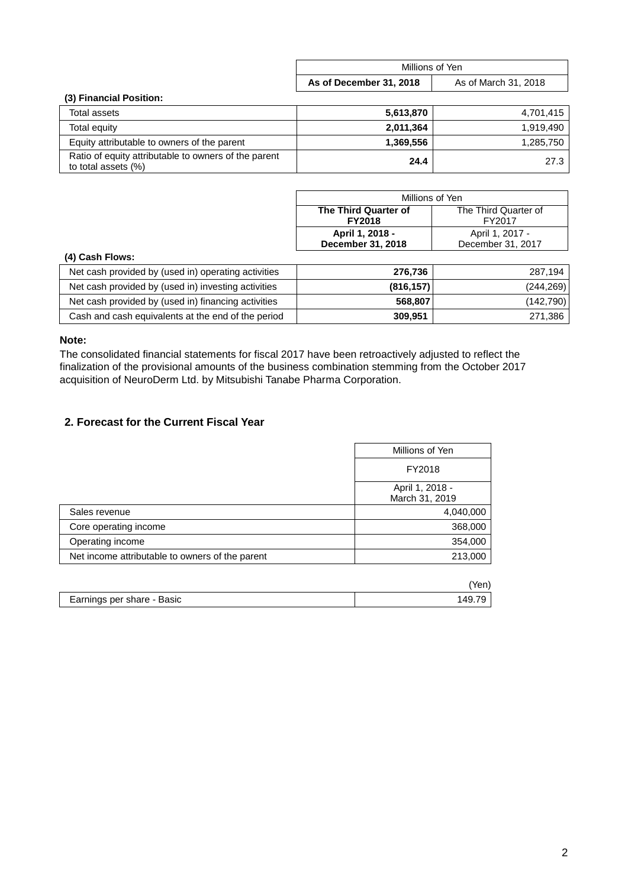### (3) Financial Position:

| | Millions of Yen | |
|---|---|---|
| | **As of December 31, 2018** | As of March 31, 2018 |
| Total assets | **5,613,870** | 4,701,415 |
| Total equity | **2,011,364** | 1,919,490 |
| Equity attributable to owners of the parent | **1,369,556** | 1,285,750 |
| Ratio of equity attributable to owners of the parent to total assets (%) | **24.4** | 27.3 |

### (4) Cash Flows:

| | Millions of Yen | |
|---|---|---|
| | **The Third Quarter of FY2018** | The Third Quarter of FY2017 |
| | **April 1, 2018 - December 31, 2018** | April 1, 2017 - December 31, 2017 |
| Net cash provided by (used in) operating activities | **276,736** | 287,194 |
| Net cash provided by (used in) investing activities | **(816,157)** | (244,269) |
| Net cash provided by (used in) financing activities | **568,807** | (142,790) |
| Cash and cash equivalents at the end of the period | **309,951** | 271,386 |

**Note:**

The consolidated financial statements for fiscal 2017 have been retroactively adjusted to reflect the finalization of the provisional amounts of the business combination stemming from the October 2017 acquisition of NeuroDerm Ltd. by Mitsubishi Tanabe Pharma Corporation.

## 2. Forecast for the Current Fiscal Year

| | Millions of Yen |
|---|---|
| | FY2018 |
| | April 1, 2018 - March 31, 2019 |
| Sales revenue | 4,040,000 |
| Core operating income | 368,000 |
| Operating income | 354,000 |
| Net income attributable to owners of the parent | 213,000 |

| | (Yen) |
|---|---|
| Earnings per share - Basic | 149.79 |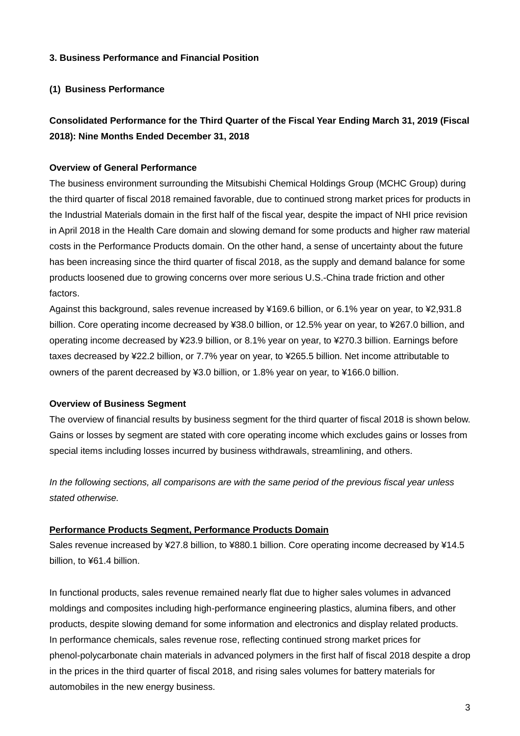## 3. Business Performance and Financial Position

### (1) Business Performance

### Consolidated Performance for the Third Quarter of the Fiscal Year Ending March 31, 2019 (Fiscal 2018): Nine Months Ended December 31, 2018

**Overview of General Performance**

The business environment surrounding the Mitsubishi Chemical Holdings Group (MCHC Group) during the third quarter of fiscal 2018 remained favorable, due to continued strong market prices for products in the Industrial Materials domain in the first half of the fiscal year, despite the impact of NHI price revision in April 2018 in the Health Care domain and slowing demand for some products and higher raw material costs in the Performance Products domain. On the other hand, a sense of uncertainty about the future has been increasing since the third quarter of fiscal 2018, as the supply and demand balance for some products loosened due to growing concerns over more serious U.S.-China trade friction and other factors.

Against this background, sales revenue increased by ¥169.6 billion, or 6.1% year on year, to ¥2,931.8 billion. Core operating income decreased by ¥38.0 billion, or 12.5% year on year, to ¥267.0 billion, and operating income decreased by ¥23.9 billion, or 8.1% year on year, to ¥270.3 billion. Earnings before taxes decreased by ¥22.2 billion, or 7.7% year on year, to ¥265.5 billion. Net income attributable to owners of the parent decreased by ¥3.0 billion, or 1.8% year on year, to ¥166.0 billion.

**Overview of Business Segment**

The overview of financial results by business segment for the third quarter of fiscal 2018 is shown below. Gains or losses by segment are stated with core operating income which excludes gains or losses from special items including losses incurred by business withdrawals, streamlining, and others.

*In the following sections, all comparisons are with the same period of the previous fiscal year unless stated otherwise.*

**Performance Products Segment, Performance Products Domain**

Sales revenue increased by ¥27.8 billion, to ¥880.1 billion. Core operating income decreased by ¥14.5 billion, to ¥61.4 billion.

In functional products, sales revenue remained nearly flat due to higher sales volumes in advanced moldings and composites including high-performance engineering plastics, alumina fibers, and other products, despite slowing demand for some information and electronics and display related products.

In performance chemicals, sales revenue rose, reflecting continued strong market prices for phenol-polycarbonate chain materials in advanced polymers in the first half of fiscal 2018 despite a drop in the prices in the third quarter of fiscal 2018, and rising sales volumes for battery materials for automobiles in the new energy business.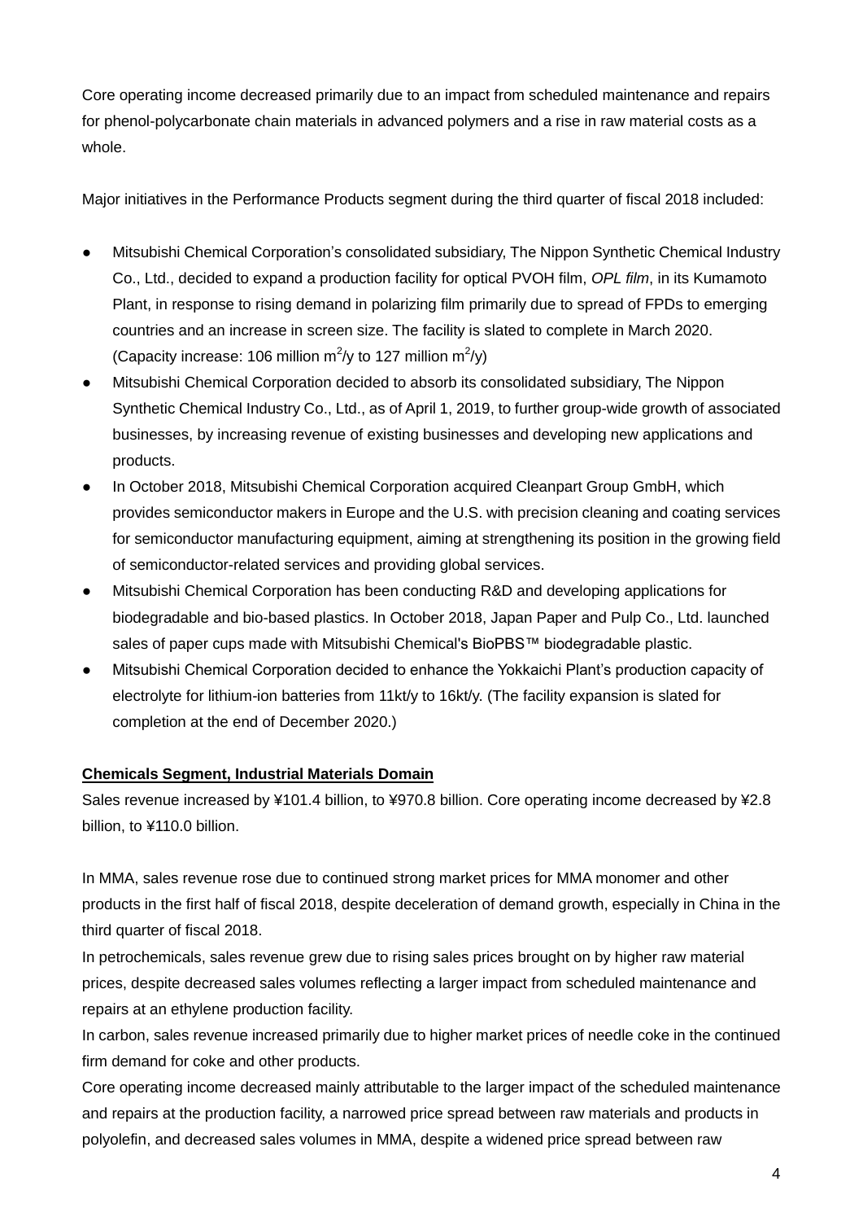Core operating income decreased primarily due to an impact from scheduled maintenance and repairs for phenol-polycarbonate chain materials in advanced polymers and a rise in raw material costs as a whole.

Major initiatives in the Performance Products segment during the third quarter of fiscal 2018 included:

- Mitsubishi Chemical Corporation's consolidated subsidiary, The Nippon Synthetic Chemical Industry Co., Ltd., decided to expand a production facility for optical PVOH film, *OPL film*, in its Kumamoto Plant, in response to rising demand in polarizing film primarily due to spread of FPDs to emerging countries and an increase in screen size. The facility is slated to complete in March 2020. (Capacity increase: 106 million $m^2$/y to 127 million $m^2$/y)
- Mitsubishi Chemical Corporation decided to absorb its consolidated subsidiary, The Nippon Synthetic Chemical Industry Co., Ltd., as of April 1, 2019, to further group-wide growth of associated businesses, by increasing revenue of existing businesses and developing new applications and products.
- In October 2018, Mitsubishi Chemical Corporation acquired Cleanpart Group GmbH, which provides semiconductor makers in Europe and the U.S. with precision cleaning and coating services for semiconductor manufacturing equipment, aiming at strengthening its position in the growing field of semiconductor-related services and providing global services.
- Mitsubishi Chemical Corporation has been conducting R&D and developing applications for biodegradable and bio-based plastics. In October 2018, Japan Paper and Pulp Co., Ltd. launched sales of paper cups made with Mitsubishi Chemical's BioPBS™ biodegradable plastic.
- Mitsubishi Chemical Corporation decided to enhance the Yokkaichi Plant's production capacity of electrolyte for lithium-ion batteries from 11kt/y to 16kt/y. (The facility expansion is slated for completion at the end of December 2020.)

**Chemicals Segment, Industrial Materials Domain**

Sales revenue increased by ¥101.4 billion, to ¥970.8 billion. Core operating income decreased by ¥2.8 billion, to ¥110.0 billion.

In MMA, sales revenue rose due to continued strong market prices for MMA monomer and other products in the first half of fiscal 2018, despite deceleration of demand growth, especially in China in the third quarter of fiscal 2018.
In petrochemicals, sales revenue grew due to rising sales prices brought on by higher raw material prices, despite decreased sales volumes reflecting a larger impact from scheduled maintenance and repairs at an ethylene production facility.
In carbon, sales revenue increased primarily due to higher market prices of needle coke in the continued firm demand for coke and other products.
Core operating income decreased mainly attributable to the larger impact of the scheduled maintenance and repairs at the production facility, a narrowed price spread between raw materials and products in polyolefin, and decreased sales volumes in MMA, despite a widened price spread between raw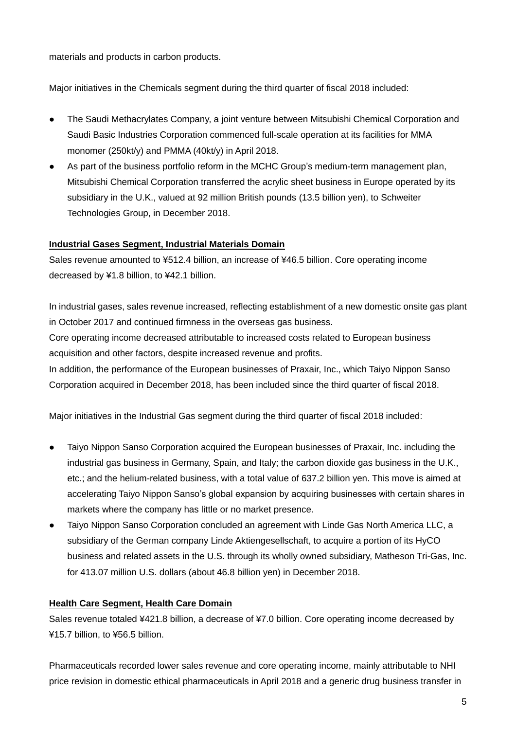materials and products in carbon products.

Major initiatives in the Chemicals segment during the third quarter of fiscal 2018 included:

- The Saudi Methacrylates Company, a joint venture between Mitsubishi Chemical Corporation and Saudi Basic Industries Corporation commenced full-scale operation at its facilities for MMA monomer (250kt/y) and PMMA (40kt/y) in April 2018.
- As part of the business portfolio reform in the MCHC Group's medium-term management plan, Mitsubishi Chemical Corporation transferred the acrylic sheet business in Europe operated by its subsidiary in the U.K., valued at 92 million British pounds (13.5 billion yen), to Schweiter Technologies Group, in December 2018.

**Industrial Gases Segment, Industrial Materials Domain**

Sales revenue amounted to ¥512.4 billion, an increase of ¥46.5 billion. Core operating income decreased by ¥1.8 billion, to ¥42.1 billion.

In industrial gases, sales revenue increased, reflecting establishment of a new domestic onsite gas plant in October 2017 and continued firmness in the overseas gas business.
Core operating income decreased attributable to increased costs related to European business acquisition and other factors, despite increased revenue and profits.
In addition, the performance of the European businesses of Praxair, Inc., which Taiyo Nippon Sanso Corporation acquired in December 2018, has been included since the third quarter of fiscal 2018.

Major initiatives in the Industrial Gas segment during the third quarter of fiscal 2018 included:

- Taiyo Nippon Sanso Corporation acquired the European businesses of Praxair, Inc. including the industrial gas business in Germany, Spain, and Italy; the carbon dioxide gas business in the U.K., etc.; and the helium-related business, with a total value of 637.2 billion yen. This move is aimed at accelerating Taiyo Nippon Sanso's global expansion by acquiring businesses with certain shares in markets where the company has little or no market presence.
- Taiyo Nippon Sanso Corporation concluded an agreement with Linde Gas North America LLC, a subsidiary of the German company Linde Aktiengesellschaft, to acquire a portion of its HyCO business and related assets in the U.S. through its wholly owned subsidiary, Matheson Tri-Gas, Inc. for 413.07 million U.S. dollars (about 46.8 billion yen) in December 2018.

**Health Care Segment, Health Care Domain**

Sales revenue totaled ¥421.8 billion, a decrease of ¥7.0 billion. Core operating income decreased by ¥15.7 billion, to ¥56.5 billion.

Pharmaceuticals recorded lower sales revenue and core operating income, mainly attributable to NHI price revision in domestic ethical pharmaceuticals in April 2018 and a generic drug business transfer in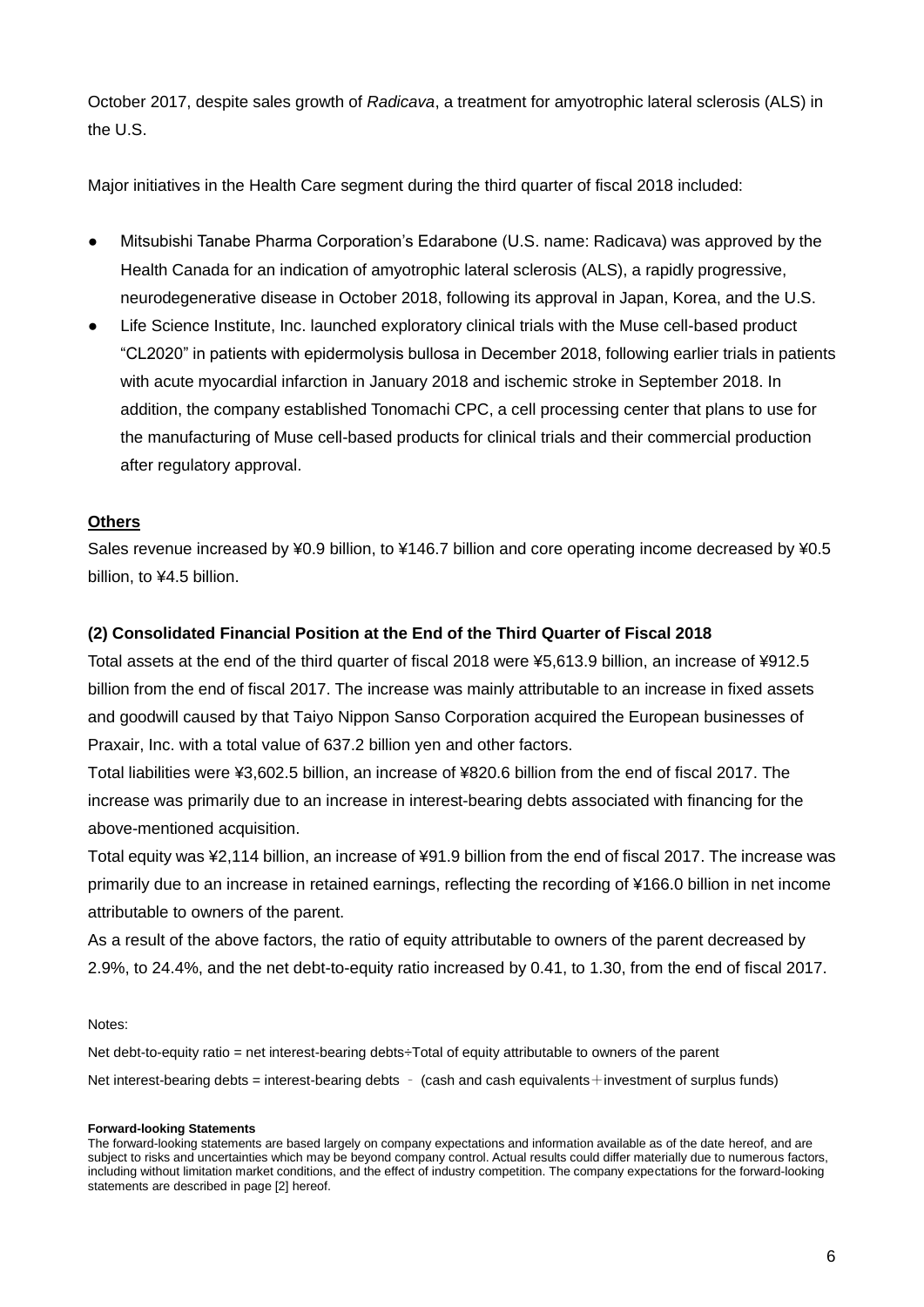October 2017, despite sales growth of *Radicava*, a treatment for amyotrophic lateral sclerosis (ALS) in the U.S.

Major initiatives in the Health Care segment during the third quarter of fiscal 2018 included:

- Mitsubishi Tanabe Pharma Corporation's Edarabone (U.S. name: Radicava) was approved by the Health Canada for an indication of amyotrophic lateral sclerosis (ALS), a rapidly progressive, neurodegenerative disease in October 2018, following its approval in Japan, Korea, and the U.S.
- Life Science Institute, Inc. launched exploratory clinical trials with the Muse cell-based product "CL2020" in patients with epidermolysis bullosa in December 2018, following earlier trials in patients with acute myocardial infarction in January 2018 and ischemic stroke in September 2018. In addition, the company established Tonomachi CPC, a cell processing center that plans to use for the manufacturing of Muse cell-based products for clinical trials and their commercial production after regulatory approval.

**Others**

Sales revenue increased by ¥0.9 billion, to ¥146.7 billion and core operating income decreased by ¥0.5 billion, to ¥4.5 billion.

**(2) Consolidated Financial Position at the End of the Third Quarter of Fiscal 2018**

Total assets at the end of the third quarter of fiscal 2018 were ¥5,613.9 billion, an increase of ¥912.5 billion from the end of fiscal 2017. The increase was mainly attributable to an increase in fixed assets and goodwill caused by that Taiyo Nippon Sanso Corporation acquired the European businesses of Praxair, Inc. with a total value of 637.2 billion yen and other factors.

Total liabilities were ¥3,602.5 billion, an increase of ¥820.6 billion from the end of fiscal 2017. The increase was primarily due to an increase in interest-bearing debts associated with financing for the above-mentioned acquisition.

Total equity was ¥2,114 billion, an increase of ¥91.9 billion from the end of fiscal 2017. The increase was primarily due to an increase in retained earnings, reflecting the recording of ¥166.0 billion in net income attributable to owners of the parent.

As a result of the above factors, the ratio of equity attributable to owners of the parent decreased by 2.9%, to 24.4%, and the net debt-to-equity ratio increased by 0.41, to 1.30, from the end of fiscal 2017.

Notes:

Net debt-to-equity ratio = net interest-bearing debts÷Total of equity attributable to owners of the parent

Net interest-bearing debts = interest-bearing debts － (cash and cash equivalents＋investment of surplus funds)

**Forward-looking Statements**

The forward-looking statements are based largely on company expectations and information available as of the date hereof, and are subject to risks and uncertainties which may be beyond company control. Actual results could differ materially due to numerous factors, including without limitation market conditions, and the effect of industry competition. The company expectations for the forward-looking statements are described in page [2] hereof.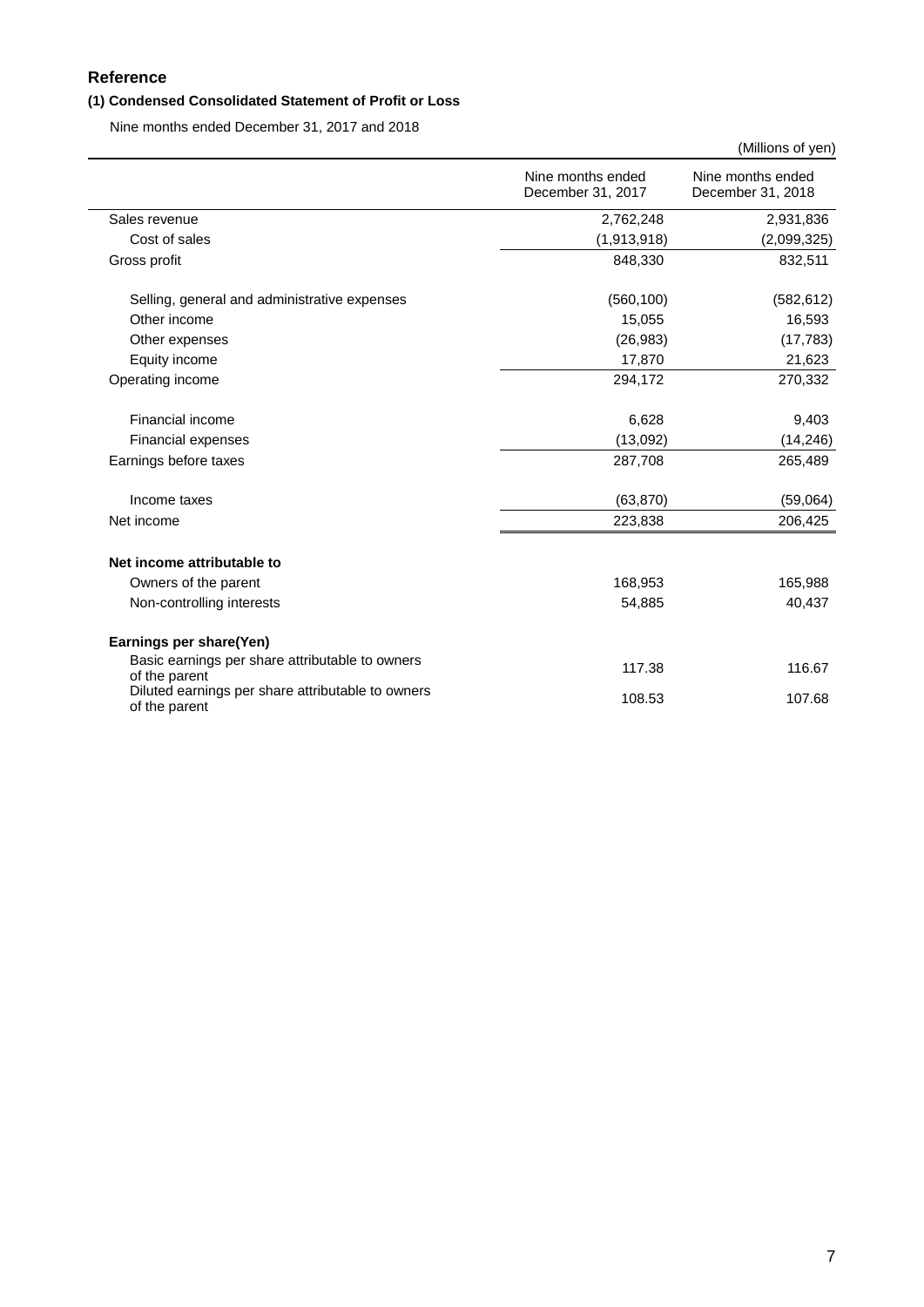## Reference

### (1) Condensed Consolidated Statement of Profit or Loss

Nine months ended December 31, 2017 and 2018

(Millions of yen)

| | Nine months ended December 31, 2017 | Nine months ended December 31, 2018 |
|---|---|---|
| Sales revenue | 2,762,248 | 2,931,836 |
| Cost of sales | (1,913,918) | (2,099,325) |
| Gross profit | 848,330 | 832,511 |
| Selling, general and administrative expenses | (560,100) | (582,612) |
| Other income | 15,055 | 16,593 |
| Other expenses | (26,983) | (17,783) |
| Equity income | 17,870 | 21,623 |
| Operating income | 294,172 | 270,332 |
| Financial income | 6,628 | 9,403 |
| Financial expenses | (13,092) | (14,246) |
| Earnings before taxes | 287,708 | 265,489 |
| Income taxes | (63,870) | (59,064) |
| Net income | 223,838 | 206,425 |
| **Net income attributable to** | | |
| Owners of the parent | 168,953 | 165,988 |
| Non-controlling interests | 54,885 | 40,437 |
| **Earnings per share(Yen)** | | |
| Basic earnings per share attributable to owners of the parent | 117.38 | 116.67 |
| Diluted earnings per share attributable to owners of the parent | 108.53 | 107.68 |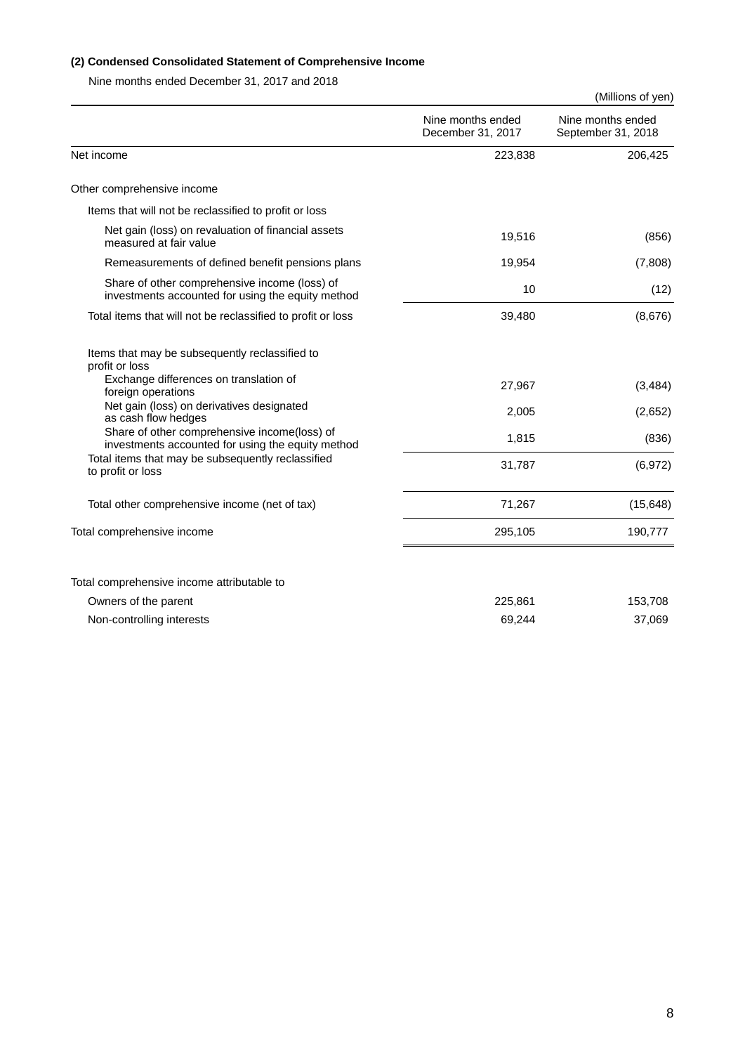**(2) Condensed Consolidated Statement of Comprehensive Income**

Nine months ended December 31, 2017 and 2018

(Millions of yen)

| | Nine months ended December 31, 2017 | Nine months ended September 31, 2018 |
|---|---|---|
| Net income | 223,838 | 206,425 |
| Other comprehensive income | | |
| Items that will not be reclassified to profit or loss | | |
| Net gain (loss) on revaluation of financial assets measured at fair value | 19,516 | (856) |
| Remeasurements of defined benefit pensions plans | 19,954 | (7,808) |
| Share of other comprehensive income (loss) of investments accounted for using the equity method | 10 | (12) |
| Total items that will not be reclassified to profit or loss | 39,480 | (8,676) |
| Items that may be subsequently reclassified to profit or loss | | |
| Exchange differences on translation of foreign operations | 27,967 | (3,484) |
| Net gain (loss) on derivatives designated as cash flow hedges | 2,005 | (2,652) |
| Share of other comprehensive income(loss) of investments accounted for using the equity method | 1,815 | (836) |
| Total items that may be subsequently reclassified to profit or loss | 31,787 | (6,972) |
| Total other comprehensive income (net of tax) | 71,267 | (15,648) |
| Total comprehensive income | 295,105 | 190,777 |
| Total comprehensive income attributable to | | |
| Owners of the parent | 225,861 | 153,708 |
| Non-controlling interests | 69,244 | 37,069 |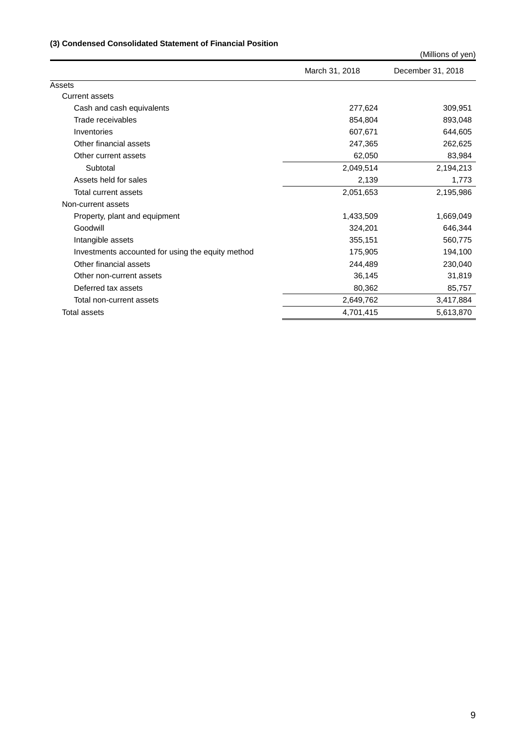### (3) Condensed Consolidated Statement of Financial Position

(Millions of yen)

| | March 31, 2018 | December 31, 2018 |
|---|---|---|
| Assets | | |
| Current assets | | |
| Cash and cash equivalents | 277,624 | 309,951 |
| Trade receivables | 854,804 | 893,048 |
| Inventories | 607,671 | 644,605 |
| Other financial assets | 247,365 | 262,625 |
| Other current assets | 62,050 | 83,984 |
| Subtotal | 2,049,514 | 2,194,213 |
| Assets held for sales | 2,139 | 1,773 |
| Total current assets | 2,051,653 | 2,195,986 |
| Non-current assets | | |
| Property, plant and equipment | 1,433,509 | 1,669,049 |
| Goodwill | 324,201 | 646,344 |
| Intangible assets | 355,151 | 560,775 |
| Investments accounted for using the equity method | 175,905 | 194,100 |
| Other financial assets | 244,489 | 230,040 |
| Other non-current assets | 36,145 | 31,819 |
| Deferred tax assets | 80,362 | 85,757 |
| Total non-current assets | 2,649,762 | 3,417,884 |
| Total assets | 4,701,415 | 5,613,870 |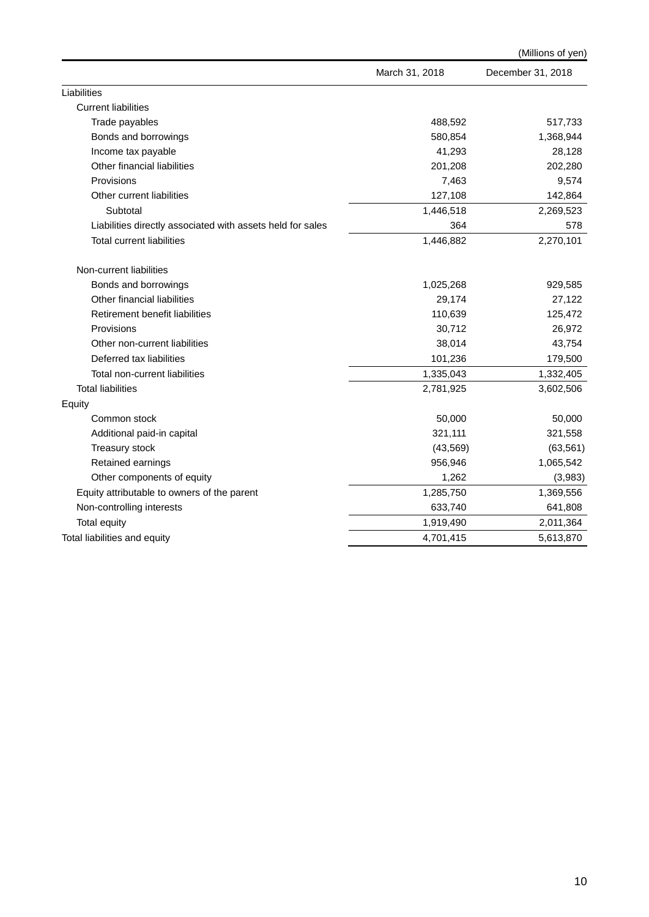(Millions of yen)

| | March 31, 2018 | December 31, 2018 |
|---|---|---|
| Liabilities | | |
| Current liabilities | | |
| Trade payables | 488,592 | 517,733 |
| Bonds and borrowings | 580,854 | 1,368,944 |
| Income tax payable | 41,293 | 28,128 |
| Other financial liabilities | 201,208 | 202,280 |
| Provisions | 7,463 | 9,574 |
| Other current liabilities | 127,108 | 142,864 |
| Subtotal | 1,446,518 | 2,269,523 |
| Liabilities directly associated with assets held for sales | 364 | 578 |
| Total current liabilities | 1,446,882 | 2,270,101 |
| Non-current liabilities | | |
| Bonds and borrowings | 1,025,268 | 929,585 |
| Other financial liabilities | 29,174 | 27,122 |
| Retirement benefit liabilities | 110,639 | 125,472 |
| Provisions | 30,712 | 26,972 |
| Other non-current liabilities | 38,014 | 43,754 |
| Deferred tax liabilities | 101,236 | 179,500 |
| Total non-current liabilities | 1,335,043 | 1,332,405 |
| Total liabilities | 2,781,925 | 3,602,506 |
| Equity | | |
| Common stock | 50,000 | 50,000 |
| Additional paid-in capital | 321,111 | 321,558 |
| Treasury stock | (43,569) | (63,561) |
| Retained earnings | 956,946 | 1,065,542 |
| Other components of equity | 1,262 | (3,983) |
| Equity attributable to owners of the parent | 1,285,750 | 1,369,556 |
| Non-controlling interests | 633,740 | 641,808 |
| Total equity | 1,919,490 | 2,011,364 |
| Total liabilities and equity | 4,701,415 | 5,613,870 |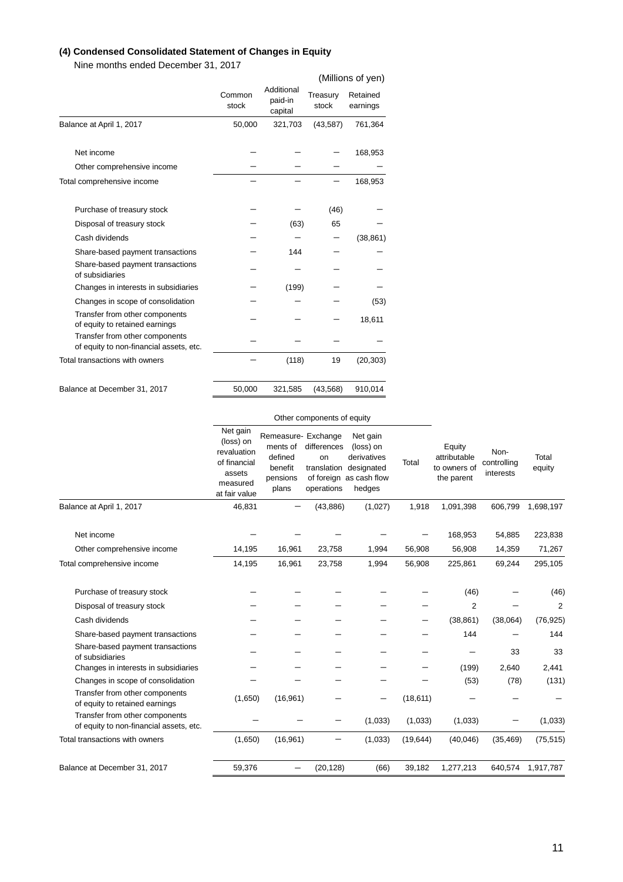### (4) Condensed Consolidated Statement of Changes in Equity

Nine months ended December 31, 2017

(Millions of yen)

| | Common stock | Additional paid-in capital | Treasury stock | Retained earnings |
|---|---|---|---|---|
| Balance at April 1, 2017 | 50,000 | 321,703 | (43,587) | 761,364 |
| Net income | ― | ― | ― | 168,953 |
| Other comprehensive income | ― | ― | ― | ― |
| Total comprehensive income | ― | ― | ― | 168,953 |
| Purchase of treasury stock | ― | ― | (46) | ― |
| Disposal of treasury stock | ― | (63) | 65 | ― |
| Cash dividends | ― | ― | ― | (38,861) |
| Share-based payment transactions | ― | 144 | ― | ― |
| Share-based payment transactions of subsidiaries | ― | ― | ― | ― |
| Changes in interests in subsidiaries | ― | (199) | ― | ― |
| Changes in scope of consolidation | ― | ― | ― | (53) |
| Transfer from other components of equity to retained earnings | ― | ― | ― | 18,611 |
| Transfer from other components of equity to non-financial assets, etc. | ― | ― | ― | ― |
| Total transactions with owners | ― | (118) | 19 | (20,303) |
| Balance at December 31, 2017 | 50,000 | 321,585 | (43,568) | 910,014 |

| | Other components of equity | | | | | | | |
|---|---|---|---|---|---|---|---|---|
| | Net gain (loss) on revaluation of financial assets measured at fair value | Remeasure-ments of defined benefit pensions plans | Exchange differences on translation of foreign operations | Net gain (loss) on derivatives designated as cash flow hedges | Total | Equity attributable to owners of the parent | Non-controlling interests | Total equity |
| Balance at April 1, 2017 | 46,831 | ― | (43,886) | (1,027) | 1,918 | 1,091,398 | 606,799 | 1,698,197 |
| Net income | ― | ― | ― | ― | ― | 168,953 | 54,885 | 223,838 |
| Other comprehensive income | 14,195 | 16,961 | 23,758 | 1,994 | 56,908 | 56,908 | 14,359 | 71,267 |
| Total comprehensive income | 14,195 | 16,961 | 23,758 | 1,994 | 56,908 | 225,861 | 69,244 | 295,105 |
| Purchase of treasury stock | ― | ― | ― | ― | ― | (46) | ― | (46) |
| Disposal of treasury stock | ― | ― | ― | ― | ― | 2 | ― | 2 |
| Cash dividends | ― | ― | ― | ― | ― | (38,861) | (38,064) | (76,925) |
| Share-based payment transactions | ― | ― | ― | ― | ― | 144 | ― | 144 |
| Share-based payment transactions of subsidiaries | ― | ― | ― | ― | ― | ― | 33 | 33 |
| Changes in interests in subsidiaries | ― | ― | ― | ― | ― | (199) | 2,640 | 2,441 |
| Changes in scope of consolidation | ― | ― | ― | ― | ― | (53) | (78) | (131) |
| Transfer from other components of equity to retained earnings | (1,650) | (16,961) | ― | ― | (18,611) | ― | ― | ― |
| Transfer from other components of equity to non-financial assets, etc. | ― | ― | ― | (1,033) | (1,033) | (1,033) | ― | (1,033) |
| Total transactions with owners | (1,650) | (16,961) | ― | (1,033) | (19,644) | (40,046) | (35,469) | (75,515) |
| Balance at December 31, 2017 | 59,376 | ― | (20,128) | (66) | 39,182 | 1,277,213 | 640,574 | 1,917,787 |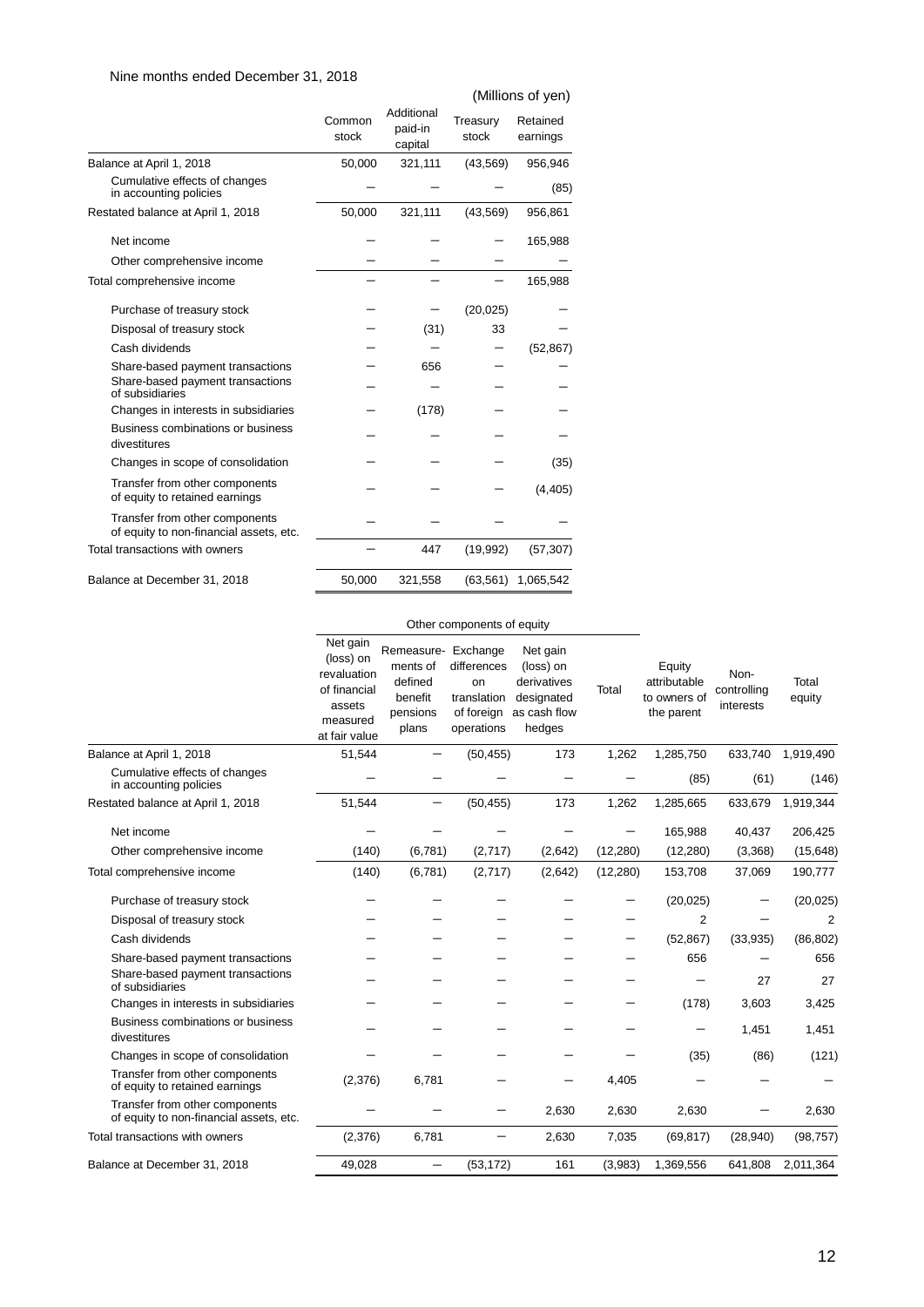Nine months ended December 31, 2018

(Millions of yen)

| | Common stock | Additional paid-in capital | Treasury stock | Retained earnings |
|---|---|---|---|---|
| Balance at April 1, 2018 | 50,000 | 321,111 | (43,569) | 956,946 |
| Cumulative effects of changes in accounting policies | – | – | – | (85) |
| Restated balance at April 1, 2018 | 50,000 | 321,111 | (43,569) | 956,861 |
| Net income | – | – | – | 165,988 |
| Other comprehensive income | – | – | – | – |
| Total comprehensive income | – | – | – | 165,988 |
| Purchase of treasury stock | – | – | (20,025) | – |
| Disposal of treasury stock | – | (31) | 33 | – |
| Cash dividends | – | – | – | (52,867) |
| Share-based payment transactions | – | 656 | – | – |
| Share-based payment transactions of subsidiaries | – | – | – | – |
| Changes in interests in subsidiaries | – | (178) | – | – |
| Business combinations or business divestitures | – | – | – | – |
| Changes in scope of consolidation | – | – | – | (35) |
| Transfer from other components of equity to retained earnings | – | – | – | (4,405) |
| Transfer from other components of equity to non-financial assets, etc. | – | – | – | – |
| Total transactions with owners | – | 447 | (19,992) | (57,307) |
| Balance at December 31, 2018 | 50,000 | 321,558 | (63,561) | 1,065,542 |

| | Other components of equity | | | | | | | |
|---|---|---|---|---|---|---|---|---|
| | Net gain (loss) on revaluation of financial assets measured at fair value | Remeasurements of defined benefit pensions plans | Exchange differences on translation of foreign operations | Net gain (loss) on derivatives designated as cash flow hedges | Total | Equity attributable to owners of the parent | Non-controlling interests | Total equity |
| Balance at April 1, 2018 | 51,544 | – | (50,455) | 173 | 1,262 | 1,285,750 | 633,740 | 1,919,490 |
| Cumulative effects of changes in accounting policies | – | – | – | – | – | (85) | (61) | (146) |
| Restated balance at April 1, 2018 | 51,544 | – | (50,455) | 173 | 1,262 | 1,285,665 | 633,679 | 1,919,344 |
| Net income | – | – | – | – | – | 165,988 | 40,437 | 206,425 |
| Other comprehensive income | (140) | (6,781) | (2,717) | (2,642) | (12,280) | (12,280) | (3,368) | (15,648) |
| Total comprehensive income | (140) | (6,781) | (2,717) | (2,642) | (12,280) | 153,708 | 37,069 | 190,777 |
| Purchase of treasury stock | – | – | – | – | – | (20,025) | – | (20,025) |
| Disposal of treasury stock | – | – | – | – | – | 2 | – | 2 |
| Cash dividends | – | – | – | – | – | (52,867) | (33,935) | (86,802) |
| Share-based payment transactions | – | – | – | – | – | 656 | – | 656 |
| Share-based payment transactions of subsidiaries | – | – | – | – | – | – | 27 | 27 |
| Changes in interests in subsidiaries | – | – | – | – | – | (178) | 3,603 | 3,425 |
| Business combinations or business divestitures | – | – | – | – | – | – | 1,451 | 1,451 |
| Changes in scope of consolidation | – | – | – | – | – | (35) | (86) | (121) |
| Transfer from other components of equity to retained earnings | (2,376) | 6,781 | – | – | 4,405 | – | – | – |
| Transfer from other components of equity to non-financial assets, etc. | – | – | – | 2,630 | 2,630 | 2,630 | – | 2,630 |
| Total transactions with owners | (2,376) | 6,781 | – | 2,630 | 7,035 | (69,817) | (28,940) | (98,757) |
| Balance at December 31, 2018 | 49,028 | – | (53,172) | 161 | (3,983) | 1,369,556 | 641,808 | 2,011,364 |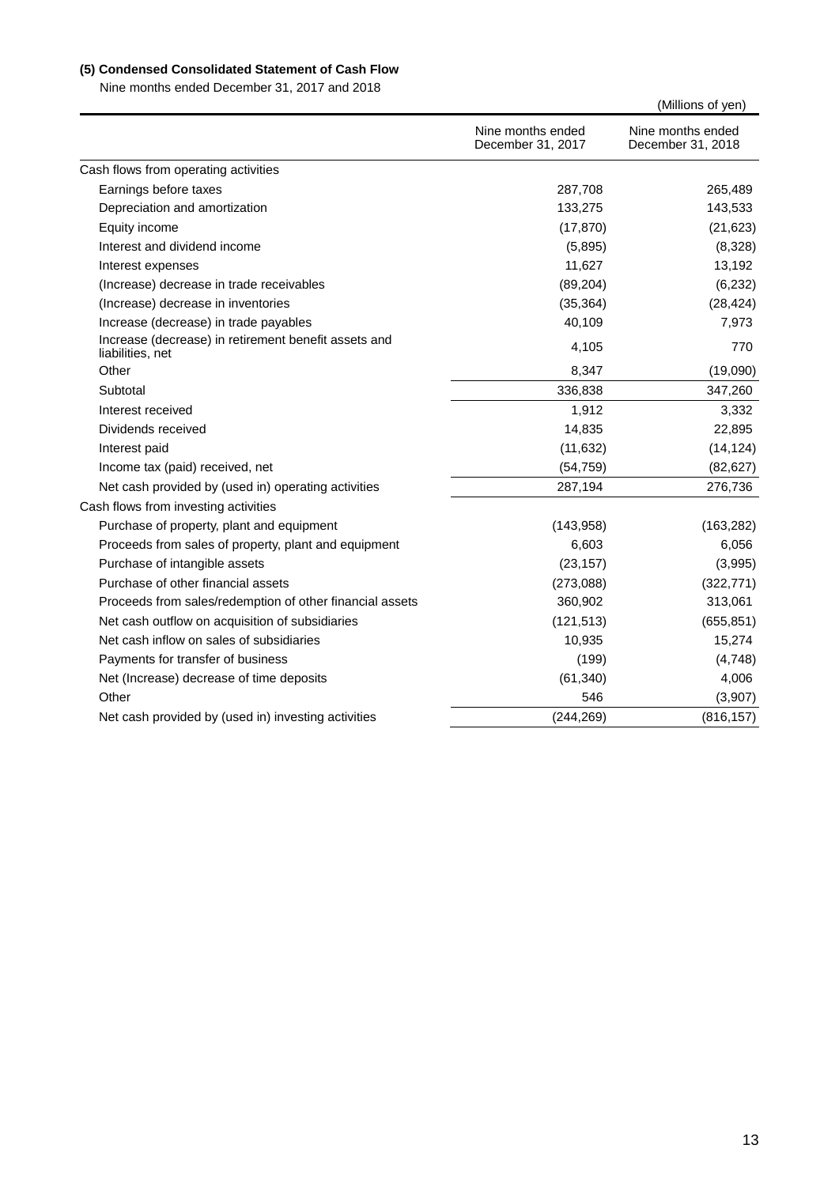### (5) Condensed Consolidated Statement of Cash Flow

Nine months ended December 31, 2017 and 2018

(Millions of yen)

| | Nine months ended December 31, 2017 | Nine months ended December 31, 2018 |
|---|---|---|
| Cash flows from operating activities | | |
| Earnings before taxes | 287,708 | 265,489 |
| Depreciation and amortization | 133,275 | 143,533 |
| Equity income | (17,870) | (21,623) |
| Interest and dividend income | (5,895) | (8,328) |
| Interest expenses | 11,627 | 13,192 |
| (Increase) decrease in trade receivables | (89,204) | (6,232) |
| (Increase) decrease in inventories | (35,364) | (28,424) |
| Increase (decrease) in trade payables | 40,109 | 7,973 |
| Increase (decrease) in retirement benefit assets and liabilities, net | 4,105 | 770 |
| Other | 8,347 | (19,090) |
| Subtotal | 336,838 | 347,260 |
| Interest received | 1,912 | 3,332 |
| Dividends received | 14,835 | 22,895 |
| Interest paid | (11,632) | (14,124) |
| Income tax (paid) received, net | (54,759) | (82,627) |
| Net cash provided by (used in) operating activities | 287,194 | 276,736 |
| Cash flows from investing activities | | |
| Purchase of property, plant and equipment | (143,958) | (163,282) |
| Proceeds from sales of property, plant and equipment | 6,603 | 6,056 |
| Purchase of intangible assets | (23,157) | (3,995) |
| Purchase of other financial assets | (273,088) | (322,771) |
| Proceeds from sales/redemption of other financial assets | 360,902 | 313,061 |
| Net cash outflow on acquisition of subsidiaries | (121,513) | (655,851) |
| Net cash inflow on sales of subsidiaries | 10,935 | 15,274 |
| Payments for transfer of business | (199) | (4,748) |
| Net (Increase) decrease of time deposits | (61,340) | 4,006 |
| Other | 546 | (3,907) |
| Net cash provided by (used in) investing activities | (244,269) | (816,157) |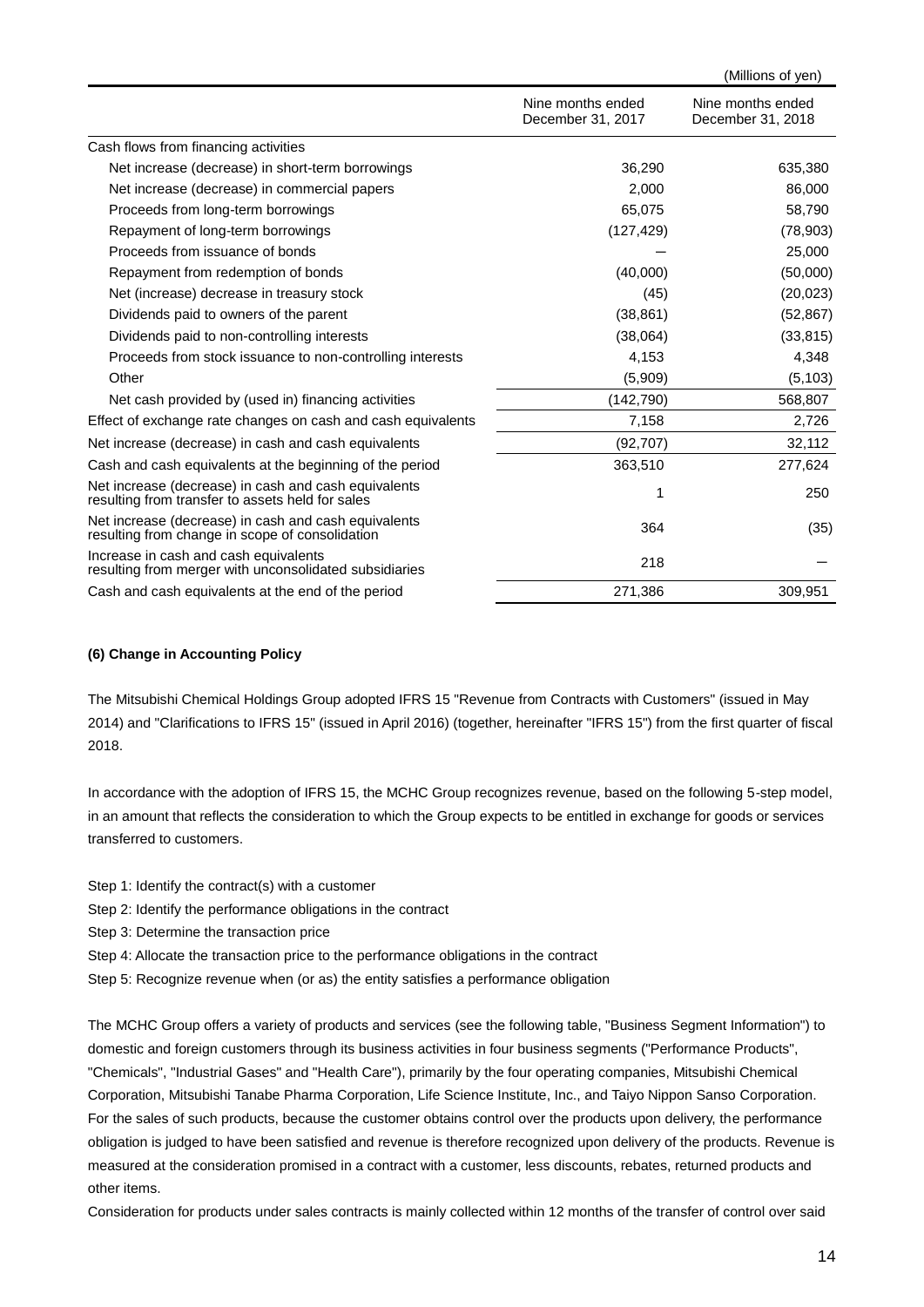(Millions of yen)

| | Nine months ended December 31, 2017 | Nine months ended December 31, 2018 |
|---|---|---|
| Cash flows from financing activities | | |
| Net increase (decrease) in short-term borrowings | 36,290 | 635,380 |
| Net increase (decrease) in commercial papers | 2,000 | 86,000 |
| Proceeds from long-term borrowings | 65,075 | 58,790 |
| Repayment of long-term borrowings | (127,429) | (78,903) |
| Proceeds from issuance of bonds | ― | 25,000 |
| Repayment from redemption of bonds | (40,000) | (50,000) |
| Net (increase) decrease in treasury stock | (45) | (20,023) |
| Dividends paid to owners of the parent | (38,861) | (52,867) |
| Dividends paid to non-controlling interests | (38,064) | (33,815) |
| Proceeds from stock issuance to non-controlling interests | 4,153 | 4,348 |
| Other | (5,909) | (5,103) |
| Net cash provided by (used in) financing activities | (142,790) | 568,807 |
| Effect of exchange rate changes on cash and cash equivalents | 7,158 | 2,726 |
| Net increase (decrease) in cash and cash equivalents | (92,707) | 32,112 |
| Cash and cash equivalents at the beginning of the period | 363,510 | 277,624 |
| Net increase (decrease) in cash and cash equivalents resulting from transfer to assets held for sales | 1 | 250 |
| Net increase (decrease) in cash and cash equivalents resulting from change in scope of consolidation | 364 | (35) |
| Increase in cash and cash equivalents resulting from merger with unconsolidated subsidiaries | 218 | ― |
| Cash and cash equivalents at the end of the period | 271,386 | 309,951 |

**(6) Change in Accounting Policy**

The Mitsubishi Chemical Holdings Group adopted IFRS 15 "Revenue from Contracts with Customers" (issued in May 2014) and "Clarifications to IFRS 15" (issued in April 2016) (together, hereinafter "IFRS 15") from the first quarter of fiscal 2018.

In accordance with the adoption of IFRS 15, the MCHC Group recognizes revenue, based on the following 5-step model, in an amount that reflects the consideration to which the Group expects to be entitled in exchange for goods or services transferred to customers.

Step 1: Identify the contract(s) with a customer
Step 2: Identify the performance obligations in the contract
Step 3: Determine the transaction price
Step 4: Allocate the transaction price to the performance obligations in the contract
Step 5: Recognize revenue when (or as) the entity satisfies a performance obligation

The MCHC Group offers a variety of products and services (see the following table, "Business Segment Information") to domestic and foreign customers through its business activities in four business segments ("Performance Products", "Chemicals", "Industrial Gases" and "Health Care"), primarily by the four operating companies, Mitsubishi Chemical Corporation, Mitsubishi Tanabe Pharma Corporation, Life Science Institute, Inc., and Taiyo Nippon Sanso Corporation. For the sales of such products, because the customer obtains control over the products upon delivery, the performance obligation is judged to have been satisfied and revenue is therefore recognized upon delivery of the products. Revenue is measured at the consideration promised in a contract with a customer, less discounts, rebates, returned products and other items.

Consideration for products under sales contracts is mainly collected within 12 months of the transfer of control over said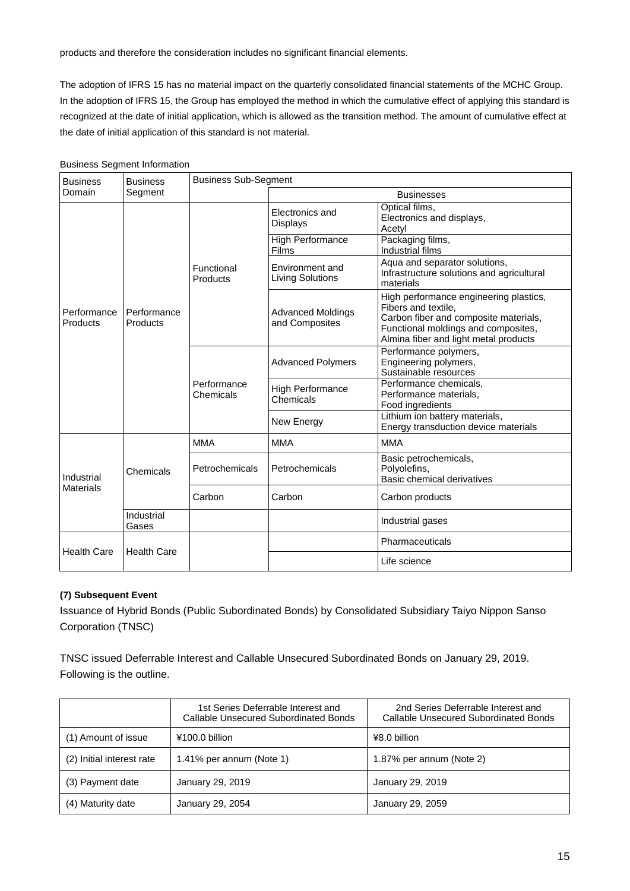products and therefore the consideration includes no significant financial elements.

The adoption of IFRS 15 has no material impact on the quarterly consolidated financial statements of the MCHC Group. In the adoption of IFRS 15, the Group has employed the method in which the cumulative effect of applying this standard is recognized at the date of initial application, which is allowed as the transition method. The amount of cumulative effect at the date of initial application of this standard is not material.

Business Segment Information

| Business Domain | Business Segment | Business Sub-Segment | | |
|---|---|---|---|---|
| | | | Businesses | |
| Performance Products | Performance Products | Functional Products | Electronics and Displays | Optical films, Electronics and displays, Acetyl |
| | | | High Performance Films | Packaging films, Industrial films |
| | | | Environment and Living Solutions | Aqua and separator solutions, Infrastructure solutions and agricultural materials |
| | | | Advanced Moldings and Composites | High performance engineering plastics, Fibers and textile, Carbon fiber and composite materials, Functional moldings and composites, Almina fiber and light metal products |
| | | Performance Chemicals | Advanced Polymers | Performance polymers, Engineering polymers, Sustainable resources |
| | | | High Performance Chemicals | Performance chemicals, Performance materials, Food ingredients |
| | | | New Energy | Lithium ion battery materials, Energy transduction device materials |
| Industrial Materials | Chemicals | MMA | MMA | MMA |
| | | Petrochemicals | Petrochemicals | Basic petrochemicals, Polyolefins, Basic chemical derivatives |
| | | Carbon | Carbon | Carbon products |
| | Industrial Gases | | | Industrial gases |
| Health Care | Health Care | | | Pharmaceuticals |
| | | | | Life science |

**(7) Subsequent Event**

Issuance of Hybrid Bonds (Public Subordinated Bonds) by Consolidated Subsidiary Taiyo Nippon Sanso Corporation (TNSC)

TNSC issued Deferrable Interest and Callable Unsecured Subordinated Bonds on January 29, 2019. Following is the outline.

| | 1st Series Deferrable Interest and Callable Unsecured Subordinated Bonds | 2nd Series Deferrable Interest and Callable Unsecured Subordinated Bonds |
|---|---|---|
| (1) Amount of issue | ¥100.0 billion | ¥8.0 billion |
| (2) Initial interest rate | 1.41% per annum (Note 1) | 1.87% per annum (Note 2) |
| (3) Payment date | January 29, 2019 | January 29, 2019 |
| (4) Maturity date | January 29, 2054 | January 29, 2059 |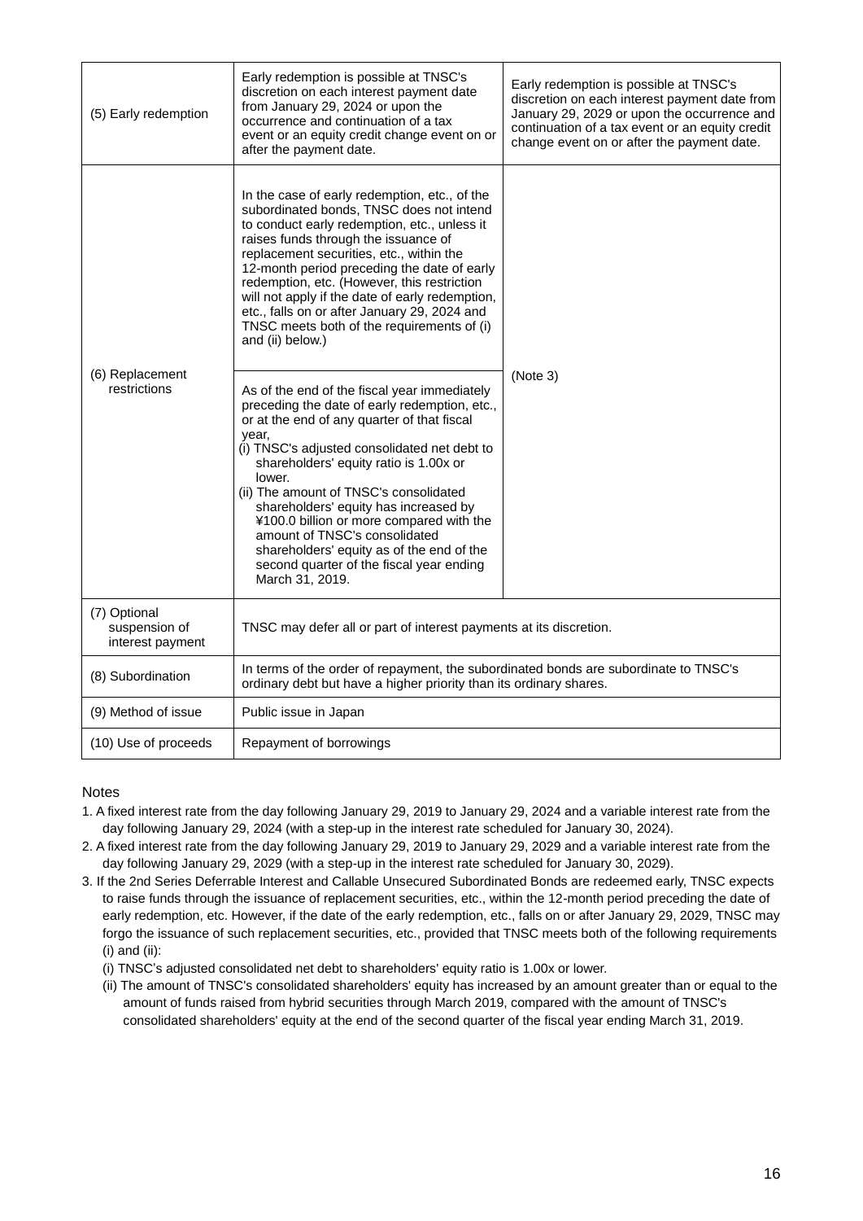| | | |
|---|---|---|
| (5) Early redemption | Early redemption is possible at TNSC's discretion on each interest payment date from January 29, 2024 or upon the occurrence and continuation of a tax event or an equity credit change event on or after the payment date. | Early redemption is possible at TNSC's discretion on each interest payment date from January 29, 2029 or upon the occurrence and continuation of a tax event or an equity credit change event on or after the payment date. |
| (6) Replacement restrictions | In the case of early redemption, etc., of the subordinated bonds, TNSC does not intend to conduct early redemption, etc., unless it raises funds through the issuance of replacement securities, etc., within the 12-month period preceding the date of early redemption, etc. (However, this restriction will not apply if the date of early redemption, etc., falls on or after January 29, 2024 and TNSC meets both of the requirements of (i) and (ii) below.)<br><br>As of the end of the fiscal year immediately preceding the date of early redemption, etc., or at the end of any quarter of that fiscal year,<br>(i) TNSC's adjusted consolidated net debt to shareholders' equity ratio is 1.00x or lower.<br>(ii) The amount of TNSC's consolidated shareholders' equity has increased by ¥100.0 billion or more compared with the amount of TNSC's consolidated shareholders' equity as of the end of the second quarter of the fiscal year ending March 31, 2019. | (Note 3) |
| (7) Optional suspension of interest payment | TNSC may defer all or part of interest payments at its discretion. | |
| (8) Subordination | In terms of the order of repayment, the subordinated bonds are subordinate to TNSC's ordinary debt but have a higher priority than its ordinary shares. | |
| (9) Method of issue | Public issue in Japan | |
| (10) Use of proceeds | Repayment of borrowings | |

Notes

1. A fixed interest rate from the day following January 29, 2019 to January 29, 2024 and a variable interest rate from the day following January 29, 2024 (with a step-up in the interest rate scheduled for January 30, 2024).
2. A fixed interest rate from the day following January 29, 2019 to January 29, 2029 and a variable interest rate from the day following January 29, 2029 (with a step-up in the interest rate scheduled for January 30, 2029).
3. If the 2nd Series Deferrable Interest and Callable Unsecured Subordinated Bonds are redeemed early, TNSC expects to raise funds through the issuance of replacement securities, etc., within the 12-month period preceding the date of early redemption, etc. However, if the date of the early redemption, etc., falls on or after January 29, 2029, TNSC may forgo the issuance of such replacement securities, etc., provided that TNSC meets both of the following requirements (i) and (ii):
   (i) TNSC's adjusted consolidated net debt to shareholders' equity ratio is 1.00x or lower.
   (ii) The amount of TNSC's consolidated shareholders' equity has increased by an amount greater than or equal to the amount of funds raised from hybrid securities through March 2019, compared with the amount of TNSC's consolidated shareholders' equity at the end of the second quarter of the fiscal year ending March 31, 2019.